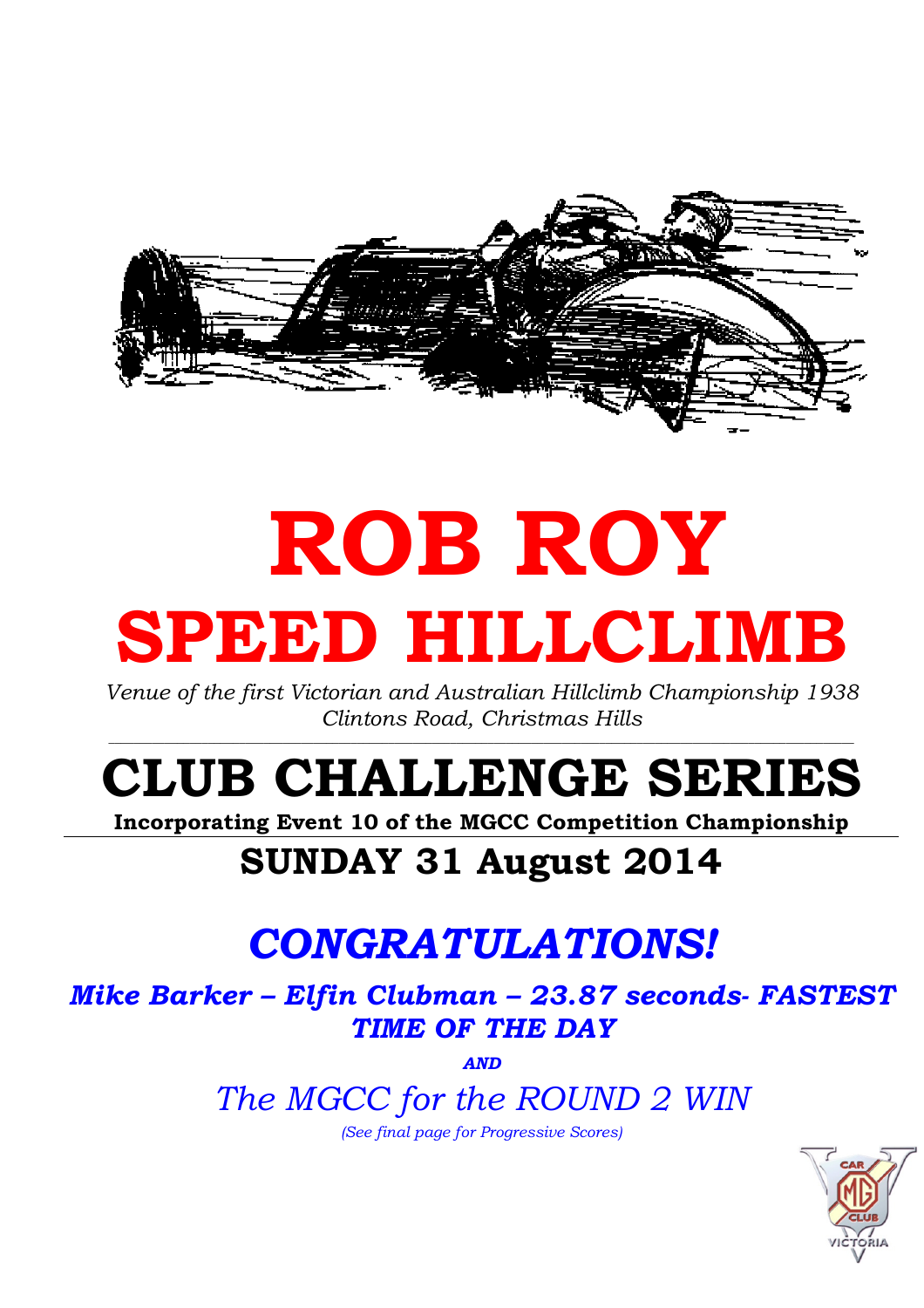# ROB ROY

# SPEED HILLCLIMB

*Venue of the first Victorian and Australian Hillclimb Championship 1938*
*Clintons Road, Christmas Hills*

# CLUB CHALLENGE SERIES

**Incorporating Event 10 of the MGCC Competition Championship**

## SUNDAY 31 August 2014

## *CONGRATULATIONS!*

***Mike Barker – Elfin Clubman – 23.87 seconds- FASTEST TIME OF THE DAY***

***AND***

*The MGCC for the ROUND 2 WIN*

*(See final page for Progressive Scores)*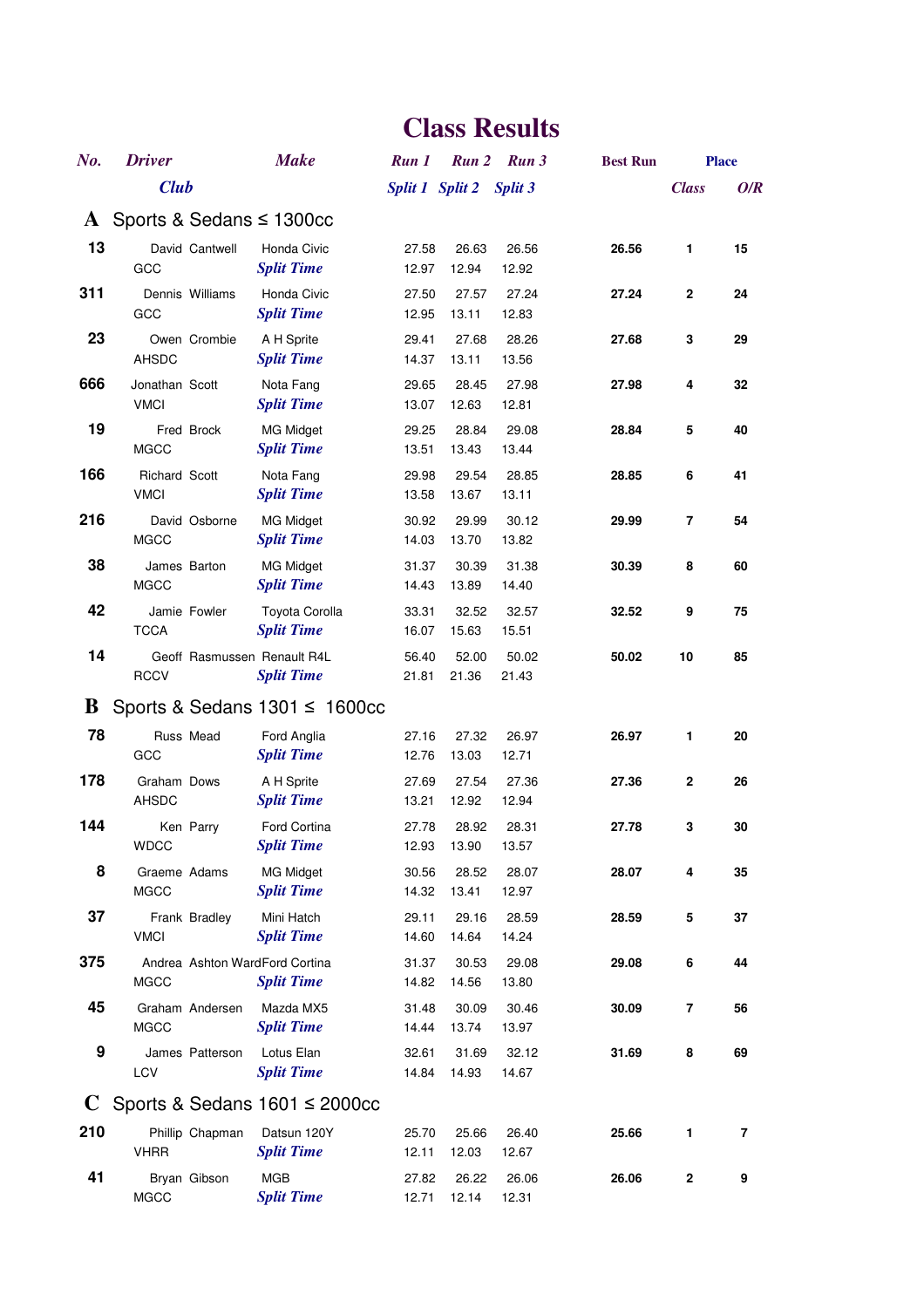# Class Results

| No. | Driver / Club | Make | Run 1 / Split 1 | Run 2 / Split 2 | Run 3 / Split 3 | Best Run | Place Class | Place O/R |
|---|---|---|---|---|---|---|---|---|
| **A** | **Sports & Sedans ≤ 1300cc** | | | | | | | |
| **13** | David Cantwell | Honda Civic | 27.58 | 26.63 | 26.56 | **26.56** | **1** | **15** |
| | GCC | *Split Time* | 12.97 | 12.94 | 12.92 | | | |
| **311** | Dennis Williams | Honda Civic | 27.50 | 27.57 | 27.24 | **27.24** | **2** | **24** |
| | GCC | *Split Time* | 12.95 | 13.11 | 12.83 | | | |
| **23** | Owen Crombie | A H Sprite | 29.41 | 27.68 | 28.26 | **27.68** | **3** | **29** |
| | AHSDC | *Split Time* | 14.37 | 13.11 | 13.56 | | | |
| **666** | Jonathan Scott | Nota Fang | 29.65 | 28.45 | 27.98 | **27.98** | **4** | **32** |
| | VMCI | *Split Time* | 13.07 | 12.63 | 12.81 | | | |
| **19** | Fred Brock | MG Midget | 29.25 | 28.84 | 29.08 | **28.84** | **5** | **40** |
| | MGCC | *Split Time* | 13.51 | 13.43 | 13.44 | | | |
| **166** | Richard Scott | Nota Fang | 29.98 | 29.54 | 28.85 | **28.85** | **6** | **41** |
| | VMCI | *Split Time* | 13.58 | 13.67 | 13.11 | | | |
| **216** | David Osborne | MG Midget | 30.92 | 29.99 | 30.12 | **29.99** | **7** | **54** |
| | MGCC | *Split Time* | 14.03 | 13.70 | 13.82 | | | |
| **38** | James Barton | MG Midget | 31.37 | 30.39 | 31.38 | **30.39** | **8** | **60** |
| | MGCC | *Split Time* | 14.43 | 13.89 | 14.40 | | | |
| **42** | Jamie Fowler | Toyota Corolla | 33.31 | 32.52 | 32.57 | **32.52** | **9** | **75** |
| | TCCA | *Split Time* | 16.07 | 15.63 | 15.51 | | | |
| **14** | Geoff Rasmussen | Renault R4L | 56.40 | 52.00 | 50.02 | **50.02** | **10** | **85** |
| | RCCV | *Split Time* | 21.81 | 21.36 | 21.43 | | | |
| **B** | **Sports & Sedans 1301 ≤ 1600cc** | | | | | | | |
| **78** | Russ Mead | Ford Anglia | 27.16 | 27.32 | 26.97 | **26.97** | **1** | **20** |
| | GCC | *Split Time* | 12.76 | 13.03 | 12.71 | | | |
| **178** | Graham Dows | A H Sprite | 27.69 | 27.54 | 27.36 | **27.36** | **2** | **26** |
| | AHSDC | *Split Time* | 13.21 | 12.92 | 12.94 | | | |
| **144** | Ken Parry | Ford Cortina | 27.78 | 28.92 | 28.31 | **27.78** | **3** | **30** |
| | WDCC | *Split Time* | 12.93 | 13.90 | 13.57 | | | |
| **8** | Graeme Adams | MG Midget | 30.56 | 28.52 | 28.07 | **28.07** | **4** | **35** |
| | MGCC | *Split Time* | 14.32 | 13.41 | 12.97 | | | |
| **37** | Frank Bradley | Mini Hatch | 29.11 | 29.16 | 28.59 | **28.59** | **5** | **37** |
| | VMCI | *Split Time* | 14.60 | 14.64 | 14.24 | | | |
| **375** | Andrea Ashton Ward | Ford Cortina | 31.37 | 30.53 | 29.08 | **29.08** | **6** | **44** |
| | MGCC | *Split Time* | 14.82 | 14.56 | 13.80 | | | |
| **45** | Graham Andersen | Mazda MX5 | 31.48 | 30.09 | 30.46 | **30.09** | **7** | **56** |
| | MGCC | *Split Time* | 14.44 | 13.74 | 13.97 | | | |
| **9** | James Patterson | Lotus Elan | 32.61 | 31.69 | 32.12 | **31.69** | **8** | **69** |
| | LCV | *Split Time* | 14.84 | 14.93 | 14.67 | | | |
| **C** | **Sports & Sedans 1601 ≤ 2000cc** | | | | | | | |
| **210** | Phillip Chapman | Datsun 120Y | 25.70 | 25.66 | 26.40 | **25.66** | **1** | **7** |
| | VHRR | *Split Time* | 12.11 | 12.03 | 12.67 | | | |
| **41** | Bryan Gibson | MGB | 27.82 | 26.22 | 26.06 | **26.06** | **2** | **9** |
| | MGCC | *Split Time* | 12.71 | 12.14 | 12.31 | | | |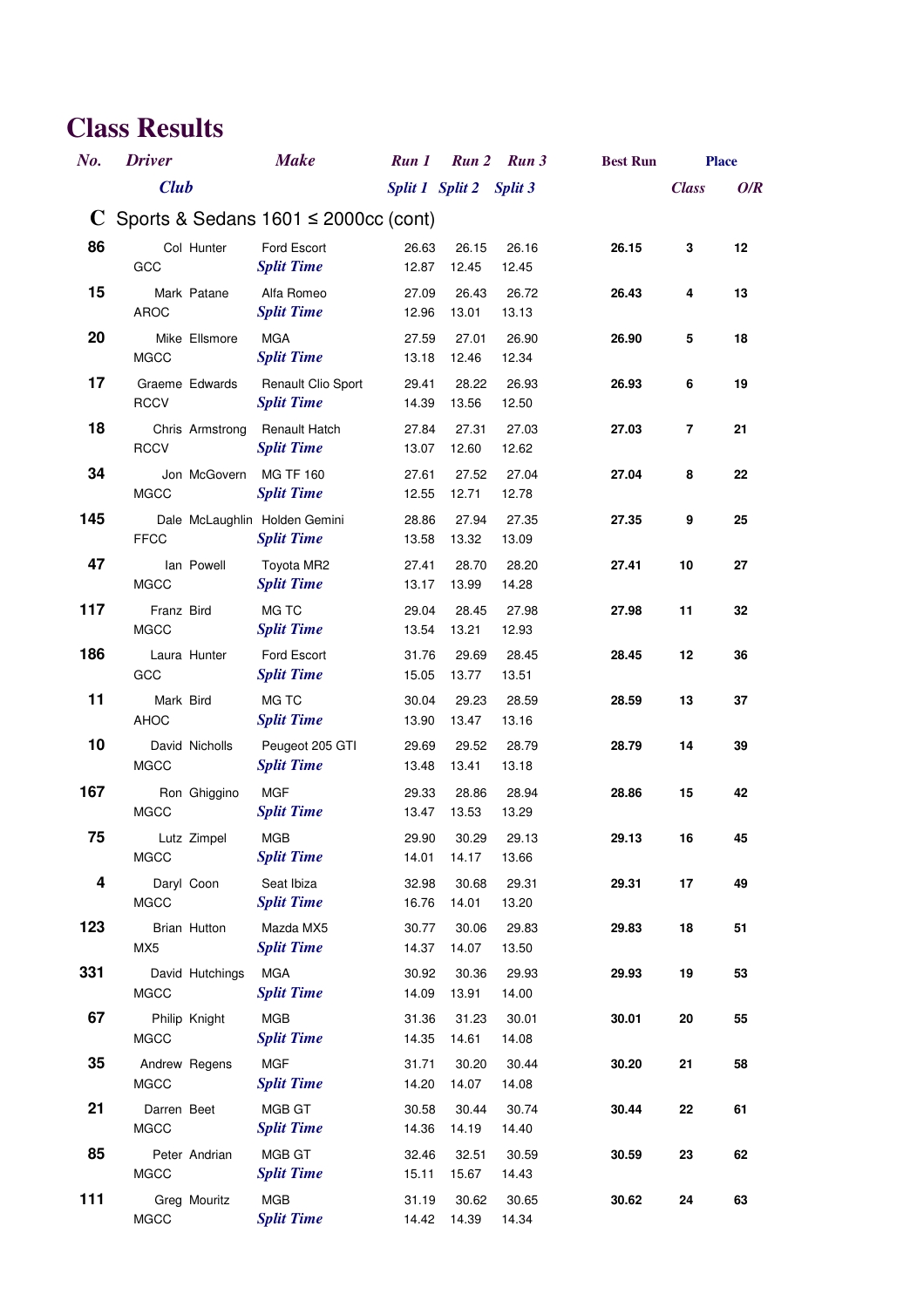# Class Results

| No. | Driver / Club | Make | Run 1 / Split 1 | Run 2 / Split 2 | Run 3 / Split 3 | Best Run | Place Class | Place O/R |
|---|---|---|---|---|---|---|---|---|
| | | | | | | | | |

## C Sports & Sedans 1601 ≤ 2000cc (cont)

| No. | Driver / Club | Make | Run 1 / Split 1 | Run 2 / Split 2 | Run 3 / Split 3 | Best Run | Class | O/R |
|---|---|---|---|---|---|---|---|---|
| **86** | Col Hunter | Ford Escort | 26.63 | 26.15 | 26.16 | **26.15** | **3** | **12** |
| | GCC | *Split Time* | 12.87 | 12.45 | 12.45 | | | |
| **15** | Mark Patane | Alfa Romeo | 27.09 | 26.43 | 26.72 | **26.43** | **4** | **13** |
| | AROC | *Split Time* | 12.96 | 13.01 | 13.13 | | | |
| **20** | Mike Ellsmore | MGA | 27.59 | 27.01 | 26.90 | **26.90** | **5** | **18** |
| | MGCC | *Split Time* | 13.18 | 12.46 | 12.34 | | | |
| **17** | Graeme Edwards | Renault Clio Sport | 29.41 | 28.22 | 26.93 | **26.93** | **6** | **19** |
| | RCCV | *Split Time* | 14.39 | 13.56 | 12.50 | | | |
| **18** | Chris Armstrong | Renault Hatch | 27.84 | 27.31 | 27.03 | **27.03** | **7** | **21** |
| | RCCV | *Split Time* | 13.07 | 12.60 | 12.62 | | | |
| **34** | Jon McGovern | MG TF 160 | 27.61 | 27.52 | 27.04 | **27.04** | **8** | **22** |
| | MGCC | *Split Time* | 12.55 | 12.71 | 12.78 | | | |
| **145** | Dale McLaughlin | Holden Gemini | 28.86 | 27.94 | 27.35 | **27.35** | **9** | **25** |
| | FFCC | *Split Time* | 13.58 | 13.32 | 13.09 | | | |
| **47** | Ian Powell | Toyota MR2 | 27.41 | 28.70 | 28.20 | **27.41** | **10** | **27** |
| | MGCC | *Split Time* | 13.17 | 13.99 | 14.28 | | | |
| **117** | Franz Bird | MG TC | 29.04 | 28.45 | 27.98 | **27.98** | **11** | **32** |
| | MGCC | *Split Time* | 13.54 | 13.21 | 12.93 | | | |
| **186** | Laura Hunter | Ford Escort | 31.76 | 29.69 | 28.45 | **28.45** | **12** | **36** |
| | GCC | *Split Time* | 15.05 | 13.77 | 13.51 | | | |
| **11** | Mark Bird | MG TC | 30.04 | 29.23 | 28.59 | **28.59** | **13** | **37** |
| | AHOC | *Split Time* | 13.90 | 13.47 | 13.16 | | | |
| **10** | David Nicholls | Peugeot 205 GTI | 29.69 | 29.52 | 28.79 | **28.79** | **14** | **39** |
| | MGCC | *Split Time* | 13.48 | 13.41 | 13.18 | | | |
| **167** | Ron Ghiggino | MGF | 29.33 | 28.86 | 28.94 | **28.86** | **15** | **42** |
| | MGCC | *Split Time* | 13.47 | 13.53 | 13.29 | | | |
| **75** | Lutz Zimpel | MGB | 29.90 | 30.29 | 29.13 | **29.13** | **16** | **45** |
| | MGCC | *Split Time* | 14.01 | 14.17 | 13.66 | | | |
| **4** | Daryl Coon | Seat Ibiza | 32.98 | 30.68 | 29.31 | **29.31** | **17** | **49** |
| | MGCC | *Split Time* | 16.76 | 14.01 | 13.20 | | | |
| **123** | Brian Hutton | Mazda MX5 | 30.77 | 30.06 | 29.83 | **29.83** | **18** | **51** |
| | MX5 | *Split Time* | 14.37 | 14.07 | 13.50 | | | |
| **331** | David Hutchings | MGA | 30.92 | 30.36 | 29.93 | **29.93** | **19** | **53** |
| | MGCC | *Split Time* | 14.09 | 13.91 | 14.00 | | | |
| **67** | Philip Knight | MGB | 31.36 | 31.23 | 30.01 | **30.01** | **20** | **55** |
| | MGCC | *Split Time* | 14.35 | 14.61 | 14.08 | | | |
| **35** | Andrew Regens | MGF | 31.71 | 30.20 | 30.44 | **30.20** | **21** | **58** |
| | MGCC | *Split Time* | 14.20 | 14.07 | 14.08 | | | |
| **21** | Darren Beet | MGB GT | 30.58 | 30.44 | 30.74 | **30.44** | **22** | **61** |
| | MGCC | *Split Time* | 14.36 | 14.19 | 14.40 | | | |
| **85** | Peter Andrian | MGB GT | 32.46 | 32.51 | 30.59 | **30.59** | **23** | **62** |
| | MGCC | *Split Time* | 15.11 | 15.67 | 14.43 | | | |
| **111** | Greg Mouritz | MGB | 31.19 | 30.62 | 30.65 | **30.62** | **24** | **63** |
| | MGCC | *Split Time* | 14.42 | 14.39 | 14.34 | | | |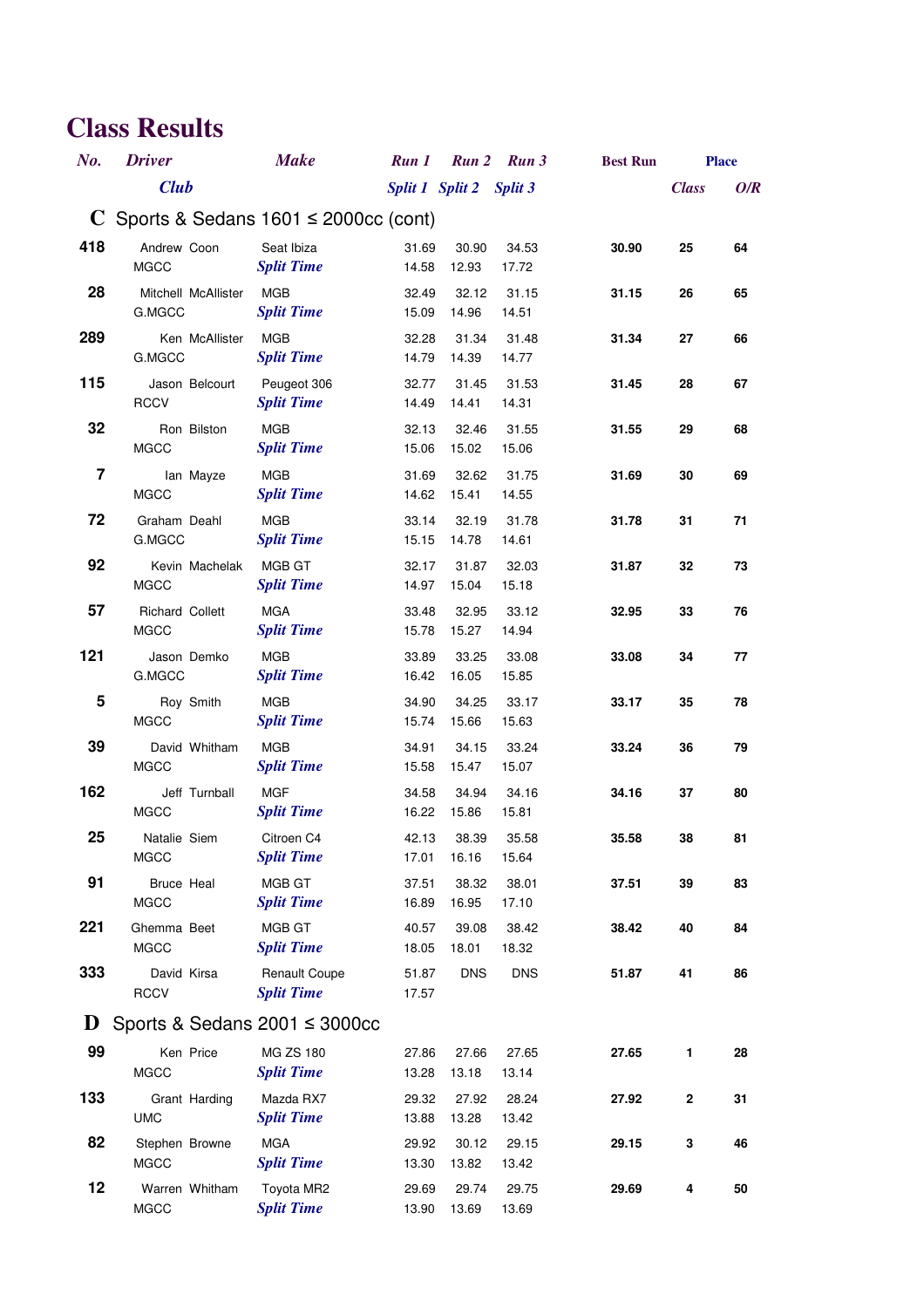# Class Results

| No. | Driver / Club | Make | Run 1 / Split 1 | Run 2 / Split 2 | Run 3 / Split 3 | Best Run | Place Class | Place O/R |
|---|---|---|---|---|---|---|---|---|
| **C** | **Sports & Sedans 1601 ≤ 2000cc (cont)** | | | | | | | |
| 418 | Andrew Coon | Seat Ibiza | 31.69 | 30.90 | 34.53 | 30.90 | 25 | 64 |
| | MGCC | *Split Time* | 14.58 | 12.93 | 17.72 | | | |
| 28 | Mitchell McAllister | MGB | 32.49 | 32.12 | 31.15 | 31.15 | 26 | 65 |
| | G.MGCC | *Split Time* | 15.09 | 14.96 | 14.51 | | | |
| 289 | Ken McAllister | MGB | 32.28 | 31.34 | 31.48 | 31.34 | 27 | 66 |
| | G.MGCC | *Split Time* | 14.79 | 14.39 | 14.77 | | | |
| 115 | Jason Belcourt | Peugeot 306 | 32.77 | 31.45 | 31.53 | 31.45 | 28 | 67 |
| | RCCV | *Split Time* | 14.49 | 14.41 | 14.31 | | | |
| 32 | Ron Bilston | MGB | 32.13 | 32.46 | 31.55 | 31.55 | 29 | 68 |
| | MGCC | *Split Time* | 15.06 | 15.02 | 15.06 | | | |
| 7 | Ian Mayze | MGB | 31.69 | 32.62 | 31.75 | 31.69 | 30 | 69 |
| | MGCC | *Split Time* | 14.62 | 15.41 | 14.55 | | | |
| 72 | Graham Deahl | MGB | 33.14 | 32.19 | 31.78 | 31.78 | 31 | 71 |
| | G.MGCC | *Split Time* | 15.15 | 14.78 | 14.61 | | | |
| 92 | Kevin Machelak | MGB GT | 32.17 | 31.87 | 32.03 | 31.87 | 32 | 73 |
| | MGCC | *Split Time* | 14.97 | 15.04 | 15.18 | | | |
| 57 | Richard Collett | MGA | 33.48 | 32.95 | 33.12 | 32.95 | 33 | 76 |
| | MGCC | *Split Time* | 15.78 | 15.27 | 14.94 | | | |
| 121 | Jason Demko | MGB | 33.89 | 33.25 | 33.08 | 33.08 | 34 | 77 |
| | G.MGCC | *Split Time* | 16.42 | 16.05 | 15.85 | | | |
| 5 | Roy Smith | MGB | 34.90 | 34.25 | 33.17 | 33.17 | 35 | 78 |
| | MGCC | *Split Time* | 15.74 | 15.66 | 15.63 | | | |
| 39 | David Whitham | MGB | 34.91 | 34.15 | 33.24 | 33.24 | 36 | 79 |
| | MGCC | *Split Time* | 15.58 | 15.47 | 15.07 | | | |
| 162 | Jeff Turnball | MGF | 34.58 | 34.94 | 34.16 | 34.16 | 37 | 80 |
| | MGCC | *Split Time* | 16.22 | 15.86 | 15.81 | | | |
| 25 | Natalie Siem | Citroen C4 | 42.13 | 38.39 | 35.58 | 35.58 | 38 | 81 |
| | MGCC | *Split Time* | 17.01 | 16.16 | 15.64 | | | |
| 91 | Bruce Heal | MGB GT | 37.51 | 38.32 | 38.01 | 37.51 | 39 | 83 |
| | MGCC | *Split Time* | 16.89 | 16.95 | 17.10 | | | |
| 221 | Ghemma Beet | MGB GT | 40.57 | 39.08 | 38.42 | 38.42 | 40 | 84 |
| | MGCC | *Split Time* | 18.05 | 18.01 | 18.32 | | | |
| 333 | David Kirsa | Renault Coupe | 51.87 | DNS | DNS | 51.87 | 41 | 86 |
| | RCCV | *Split Time* | 17.57 | | | | | |
| **D** | **Sports & Sedans 2001 ≤ 3000cc** | | | | | | | |
| 99 | Ken Price | MG ZS 180 | 27.86 | 27.66 | 27.65 | 27.65 | 1 | 28 |
| | MGCC | *Split Time* | 13.28 | 13.18 | 13.14 | | | |
| 133 | Grant Harding | Mazda RX7 | 29.32 | 27.92 | 28.24 | 27.92 | 2 | 31 |
| | UMC | *Split Time* | 13.88 | 13.28 | 13.42 | | | |
| 82 | Stephen Browne | MGA | 29.92 | 30.12 | 29.15 | 29.15 | 3 | 46 |
| | MGCC | *Split Time* | 13.30 | 13.82 | 13.42 | | | |
| 12 | Warren Whitham | Toyota MR2 | 29.69 | 29.74 | 29.75 | 29.69 | 4 | 50 |
| | MGCC | *Split Time* | 13.90 | 13.69 | 13.69 | | | |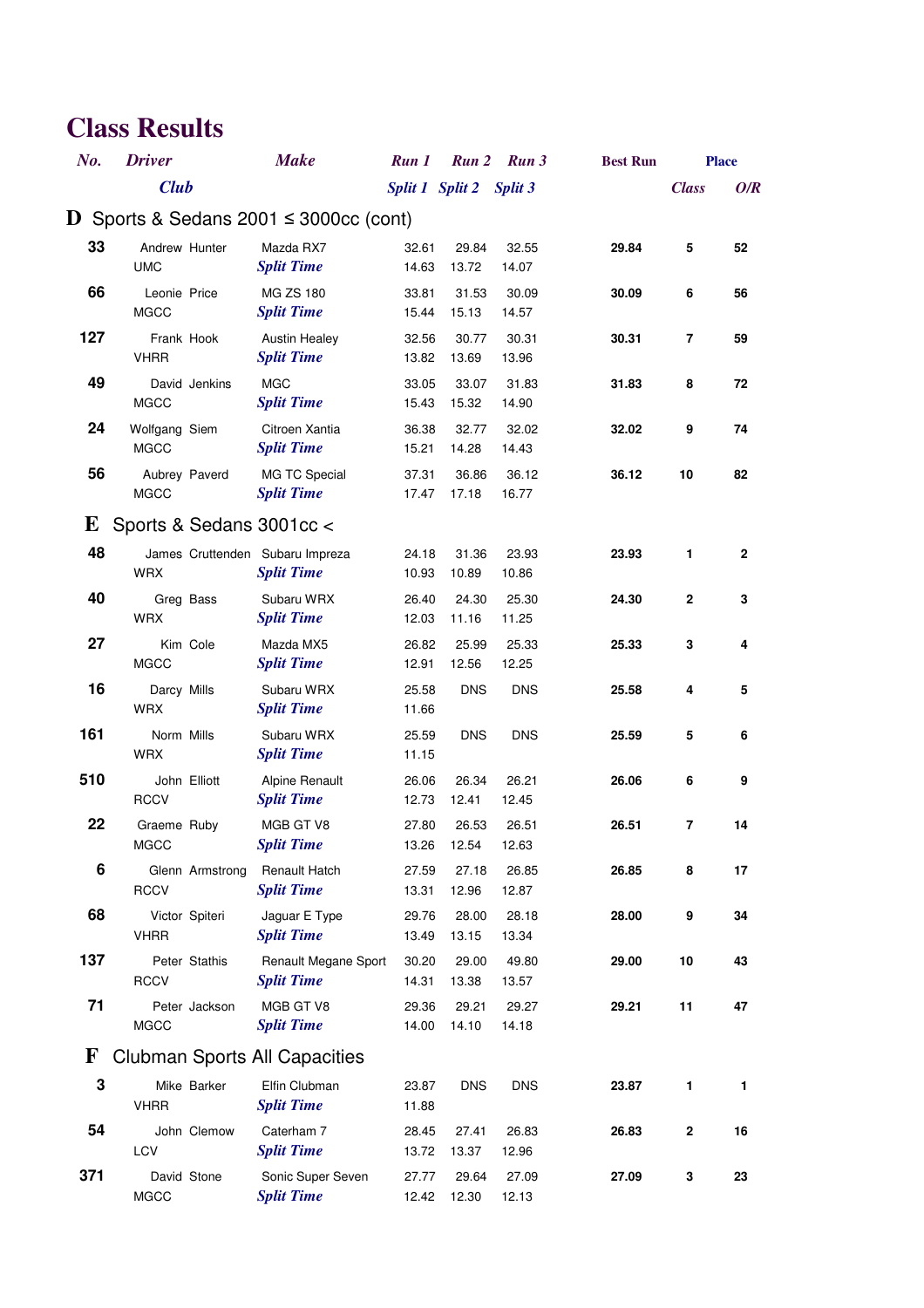# Class Results

| No. | Driver / Club | Make | Run 1 / Split 1 | Run 2 / Split 2 | Run 3 / Split 3 | Best Run | Place Class | Place O/R |
|---|---|---|---|---|---|---|---|---|
| **D** | **Sports & Sedans 2001 ≤ 3000cc (cont)** | | | | | | | |
| 33 | Andrew Hunter | Mazda RX7 | 32.61 | 29.84 | 32.55 | 29.84 | 5 | 52 |
| | UMC | *Split Time* | 14.63 | 13.72 | 14.07 | | | |
| 66 | Leonie Price | MG ZS 180 | 33.81 | 31.53 | 30.09 | 30.09 | 6 | 56 |
| | MGCC | *Split Time* | 15.44 | 15.13 | 14.57 | | | |
| 127 | Frank Hook | Austin Healey | 32.56 | 30.77 | 30.31 | 30.31 | 7 | 59 |
| | VHRR | *Split Time* | 13.82 | 13.69 | 13.96 | | | |
| 49 | David Jenkins | MGC | 33.05 | 33.07 | 31.83 | 31.83 | 8 | 72 |
| | MGCC | *Split Time* | 15.43 | 15.32 | 14.90 | | | |
| 24 | Wolfgang Siem | Citroen Xantia | 36.38 | 32.77 | 32.02 | 32.02 | 9 | 74 |
| | MGCC | *Split Time* | 15.21 | 14.28 | 14.43 | | | |
| 56 | Aubrey Paverd | MG TC Special | 37.31 | 36.86 | 36.12 | 36.12 | 10 | 82 |
| | MGCC | *Split Time* | 17.47 | 17.18 | 16.77 | | | |
| **E** | **Sports & Sedans 3001cc <** | | | | | | | |
| 48 | James Cruttenden | Subaru Impreza | 24.18 | 31.36 | 23.93 | 23.93 | 1 | 2 |
| | WRX | *Split Time* | 10.93 | 10.89 | 10.86 | | | |
| 40 | Greg Bass | Subaru WRX | 26.40 | 24.30 | 25.30 | 24.30 | 2 | 3 |
| | WRX | *Split Time* | 12.03 | 11.16 | 11.25 | | | |
| 27 | Kim Cole | Mazda MX5 | 26.82 | 25.99 | 25.33 | 25.33 | 3 | 4 |
| | MGCC | *Split Time* | 12.91 | 12.56 | 12.25 | | | |
| 16 | Darcy Mills | Subaru WRX | 25.58 | DNS | DNS | 25.58 | 4 | 5 |
| | WRX | *Split Time* | 11.66 | | | | | |
| 161 | Norm Mills | Subaru WRX | 25.59 | DNS | DNS | 25.59 | 5 | 6 |
| | WRX | *Split Time* | 11.15 | | | | | |
| 510 | John Elliott | Alpine Renault | 26.06 | 26.34 | 26.21 | 26.06 | 6 | 9 |
| | RCCV | *Split Time* | 12.73 | 12.41 | 12.45 | | | |
| 22 | Graeme Ruby | MGB GT V8 | 27.80 | 26.53 | 26.51 | 26.51 | 7 | 14 |
| | MGCC | *Split Time* | 13.26 | 12.54 | 12.63 | | | |
| 6 | Glenn Armstrong | Renault Hatch | 27.59 | 27.18 | 26.85 | 26.85 | 8 | 17 |
| | RCCV | *Split Time* | 13.31 | 12.96 | 12.87 | | | |
| 68 | Victor Spiteri | Jaguar E Type | 29.76 | 28.00 | 28.18 | 28.00 | 9 | 34 |
| | VHRR | *Split Time* | 13.49 | 13.15 | 13.34 | | | |
| 137 | Peter Stathis | Renault Megane Sport | 30.20 | 29.00 | 49.80 | 29.00 | 10 | 43 |
| | RCCV | *Split Time* | 14.31 | 13.38 | 13.57 | | | |
| 71 | Peter Jackson | MGB GT V8 | 29.36 | 29.21 | 29.27 | 29.21 | 11 | 47 |
| | MGCC | *Split Time* | 14.00 | 14.10 | 14.18 | | | |
| **F** | **Clubman Sports All Capacities** | | | | | | | |
| 3 | Mike Barker | Elfin Clubman | 23.87 | DNS | DNS | 23.87 | 1 | 1 |
| | VHRR | *Split Time* | 11.88 | | | | | |
| 54 | John Clemow | Caterham 7 | 28.45 | 27.41 | 26.83 | 26.83 | 2 | 16 |
| | LCV | *Split Time* | 13.72 | 13.37 | 12.96 | | | |
| 371 | David Stone | Sonic Super Seven | 27.77 | 29.64 | 27.09 | 27.09 | 3 | 23 |
| | MGCC | *Split Time* | 12.42 | 12.30 | 12.13 | | | |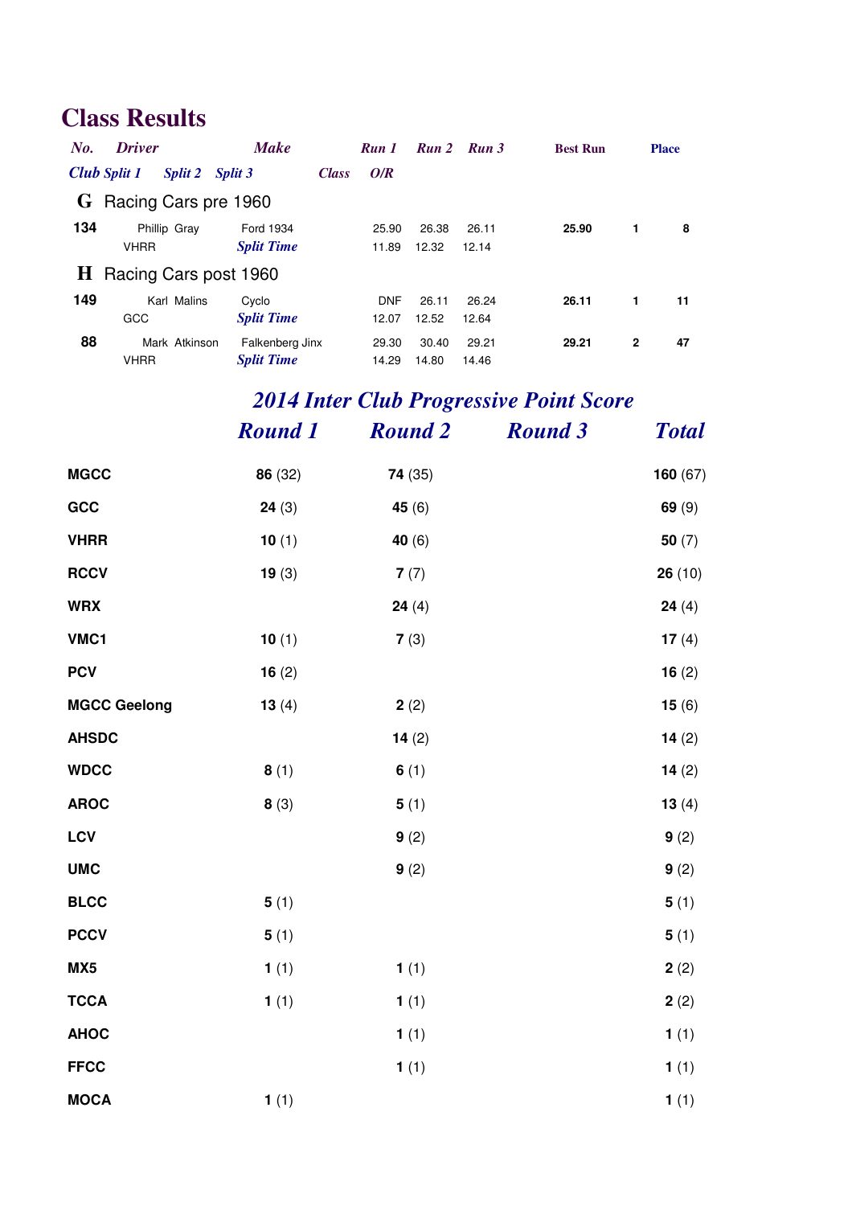# Class Results

| No. / Club | Driver / Split 1 | Make / Split 2 / Split 3 | Run 1 | Run 2 | Run 3 | Best Run | Class | O/R |
|---|---|---|---|---|---|---|---|---|
| **G** | Racing Cars pre 1960 | | | | | | | |
| **134** | Phillip Gray | Ford 1934 | 25.90 | 26.38 | 26.11 | **25.90** | **1** | **8** |
| VHRR | | *Split Time* | 11.89 | 12.32 | 12.14 | | | |
| **H** | Racing Cars post 1960 | | | | | | | |
| **149** | Karl Malins | Cyclo | DNF | 26.11 | 26.24 | **26.11** | **1** | **11** |
| GCC | | *Split Time* | 12.07 | 12.52 | 12.64 | | | |
| **88** | Mark Atkinson | Falkenberg Jinx | 29.30 | 30.40 | 29.21 | **29.21** | **2** | **47** |
| VHRR | | *Split Time* | 14.29 | 14.80 | 14.46 | | | |

## *2014 Inter Club Progressive Point Score*

| | Round 1 | Round 2 | Round 3 | Total |
|---|---|---|---|---|
| **MGCC** | **86** (32) | **74** (35) | | **160** (67) |
| **GCC** | **24** (3) | **45** (6) | | **69** (9) |
| **VHRR** | **10** (1) | **40** (6) | | **50** (7) |
| **RCCV** | **19** (3) | **7** (7) | | **26** (10) |
| **WRX** | | **24** (4) | | **24** (4) |
| **VMC1** | **10** (1) | **7** (3) | | **17** (4) |
| **PCV** | **16** (2) | | | **16** (2) |
| **MGCC Geelong** | **13** (4) | **2** (2) | | **15** (6) |
| **AHSDC** | | **14** (2) | | **14** (2) |
| **WDCC** | **8** (1) | **6** (1) | | **14** (2) |
| **AROC** | **8** (3) | **5** (1) | | **13** (4) |
| **LCV** | | **9** (2) | | **9** (2) |
| **UMC** | | **9** (2) | | **9** (2) |
| **BLCC** | **5** (1) | | | **5** (1) |
| **PCCV** | **5** (1) | | | **5** (1) |
| **MX5** | **1** (1) | **1** (1) | | **2** (2) |
| **TCCA** | **1** (1) | **1** (1) | | **2** (2) |
| **AHOC** | | **1** (1) | | **1** (1) |
| **FFCC** | | **1** (1) | | **1** (1) |
| **MOCA** | **1** (1) | | | **1** (1) |